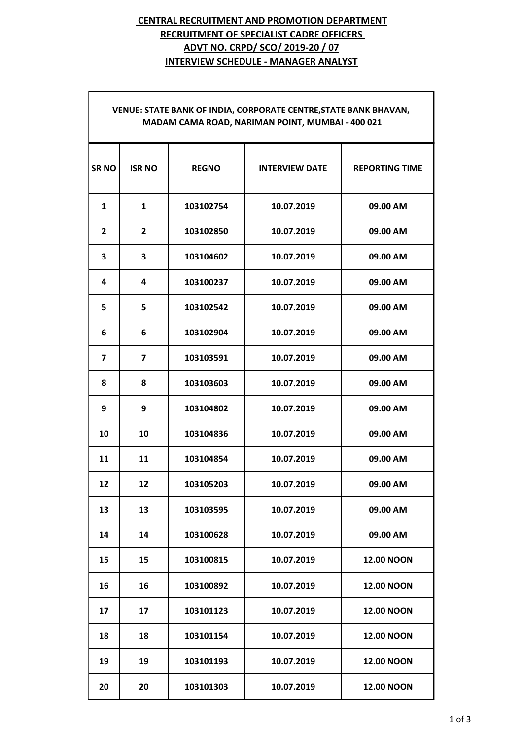**CENTRAL RECRUITMENT AND PROMOTION DEPARTMENT**

**RECRUITMENT OF SPECIALIST CADRE OFFICERS**

**ADVT NO. CRPD/ SCO/ 2019-20 / 07**

**INTERVIEW SCHEDULE - MANAGER ANALYST**

| VENUE: STATE BANK OF INDIA, CORPORATE CENTRE,STATE BANK BHAVAN, MADAM CAMA ROAD, NARIMAN POINT, MUMBAI - 400 021 | | | | |
|---|---|---|---|---|
| **SR NO** | **ISR NO** | **REGNO** | **INTERVIEW DATE** | **REPORTING TIME** |
| 1 | 1 | 103102754 | 10.07.2019 | 09.00 AM |
| 2 | 2 | 103102850 | 10.07.2019 | 09.00 AM |
| 3 | 3 | 103104602 | 10.07.2019 | 09.00 AM |
| 4 | 4 | 103100237 | 10.07.2019 | 09.00 AM |
| 5 | 5 | 103102542 | 10.07.2019 | 09.00 AM |
| 6 | 6 | 103102904 | 10.07.2019 | 09.00 AM |
| 7 | 7 | 103103591 | 10.07.2019 | 09.00 AM |
| 8 | 8 | 103103603 | 10.07.2019 | 09.00 AM |
| 9 | 9 | 103104802 | 10.07.2019 | 09.00 AM |
| 10 | 10 | 103104836 | 10.07.2019 | 09.00 AM |
| 11 | 11 | 103104854 | 10.07.2019 | 09.00 AM |
| 12 | 12 | 103105203 | 10.07.2019 | 09.00 AM |
| 13 | 13 | 103103595 | 10.07.2019 | 09.00 AM |
| 14 | 14 | 103100628 | 10.07.2019 | 09.00 AM |
| 15 | 15 | 103100815 | 10.07.2019 | 12.00 NOON |
| 16 | 16 | 103100892 | 10.07.2019 | 12.00 NOON |
| 17 | 17 | 103101123 | 10.07.2019 | 12.00 NOON |
| 18 | 18 | 103101154 | 10.07.2019 | 12.00 NOON |
| 19 | 19 | 103101193 | 10.07.2019 | 12.00 NOON |
| 20 | 20 | 103101303 | 10.07.2019 | 12.00 NOON |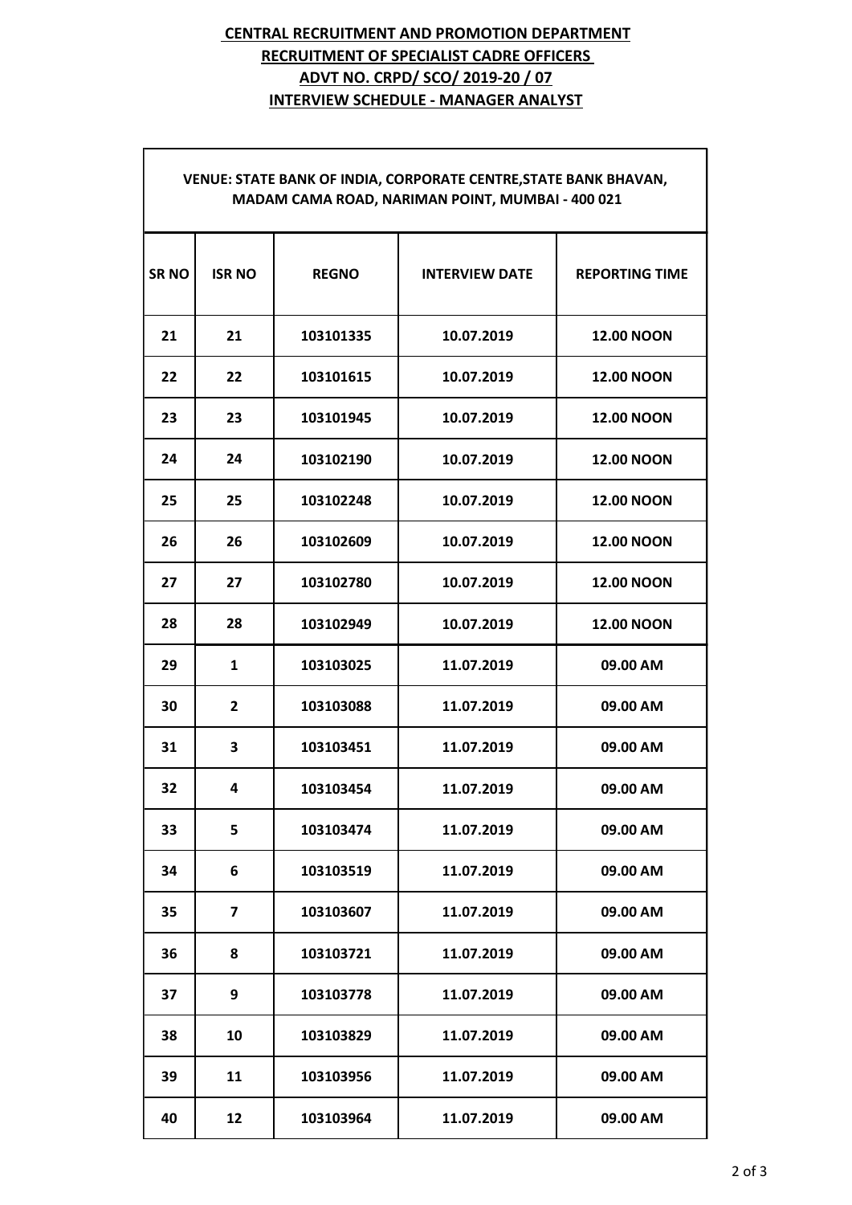**CENTRAL RECRUITMENT AND PROMOTION DEPARTMENT**
**RECRUITMENT OF SPECIALIST CADRE OFFICERS**
**ADVT NO. CRPD/ SCO/ 2019-20 / 07**
**INTERVIEW SCHEDULE - MANAGER ANALYST**

| VENUE: STATE BANK OF INDIA, CORPORATE CENTRE,STATE BANK BHAVAN, MADAM CAMA ROAD, NARIMAN POINT, MUMBAI - 400 021 | | | | |
|---|---|---|---|---|
| **SR NO** | **ISR NO** | **REGNO** | **INTERVIEW DATE** | **REPORTING TIME** |
| 21 | 21 | 103101335 | 10.07.2019 | 12.00 NOON |
| 22 | 22 | 103101615 | 10.07.2019 | 12.00 NOON |
| 23 | 23 | 103101945 | 10.07.2019 | 12.00 NOON |
| 24 | 24 | 103102190 | 10.07.2019 | 12.00 NOON |
| 25 | 25 | 103102248 | 10.07.2019 | 12.00 NOON |
| 26 | 26 | 103102609 | 10.07.2019 | 12.00 NOON |
| 27 | 27 | 103102780 | 10.07.2019 | 12.00 NOON |
| 28 | 28 | 103102949 | 10.07.2019 | 12.00 NOON |
| 29 | 1 | 103103025 | 11.07.2019 | 09.00 AM |
| 30 | 2 | 103103088 | 11.07.2019 | 09.00 AM |
| 31 | 3 | 103103451 | 11.07.2019 | 09.00 AM |
| 32 | 4 | 103103454 | 11.07.2019 | 09.00 AM |
| 33 | 5 | 103103474 | 11.07.2019 | 09.00 AM |
| 34 | 6 | 103103519 | 11.07.2019 | 09.00 AM |
| 35 | 7 | 103103607 | 11.07.2019 | 09.00 AM |
| 36 | 8 | 103103721 | 11.07.2019 | 09.00 AM |
| 37 | 9 | 103103778 | 11.07.2019 | 09.00 AM |
| 38 | 10 | 103103829 | 11.07.2019 | 09.00 AM |
| 39 | 11 | 103103956 | 11.07.2019 | 09.00 AM |
| 40 | 12 | 103103964 | 11.07.2019 | 09.00 AM |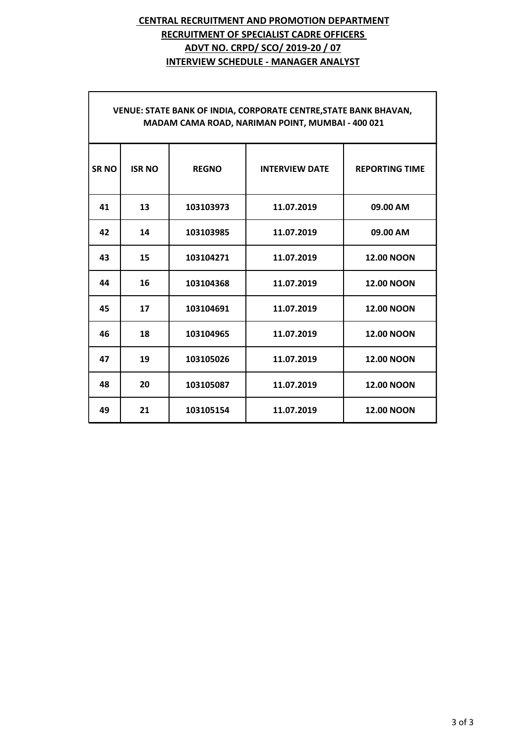# CENTRAL RECRUITMENT AND PROMOTION DEPARTMENT
## RECRUITMENT OF SPECIALIST CADRE OFFICERS
## ADVT NO. CRPD/ SCO/ 2019-20 / 07
## INTERVIEW SCHEDULE - MANAGER ANALYST

**VENUE: STATE BANK OF INDIA, CORPORATE CENTRE,STATE BANK BHAVAN, MADAM CAMA ROAD, NARIMAN POINT, MUMBAI - 400 021**

| SR NO | ISR NO | REGNO | INTERVIEW DATE | REPORTING TIME |
|---|---|---|---|---|
| 41 | 13 | 103103973 | 11.07.2019 | 09.00 AM |
| 42 | 14 | 103103985 | 11.07.2019 | 09.00 AM |
| 43 | 15 | 103104271 | 11.07.2019 | 12.00 NOON |
| 44 | 16 | 103104368 | 11.07.2019 | 12.00 NOON |
| 45 | 17 | 103104691 | 11.07.2019 | 12.00 NOON |
| 46 | 18 | 103104965 | 11.07.2019 | 12.00 NOON |
| 47 | 19 | 103105026 | 11.07.2019 | 12.00 NOON |
| 48 | 20 | 103105087 | 11.07.2019 | 12.00 NOON |
| 49 | 21 | 103105154 | 11.07.2019 | 12.00 NOON |